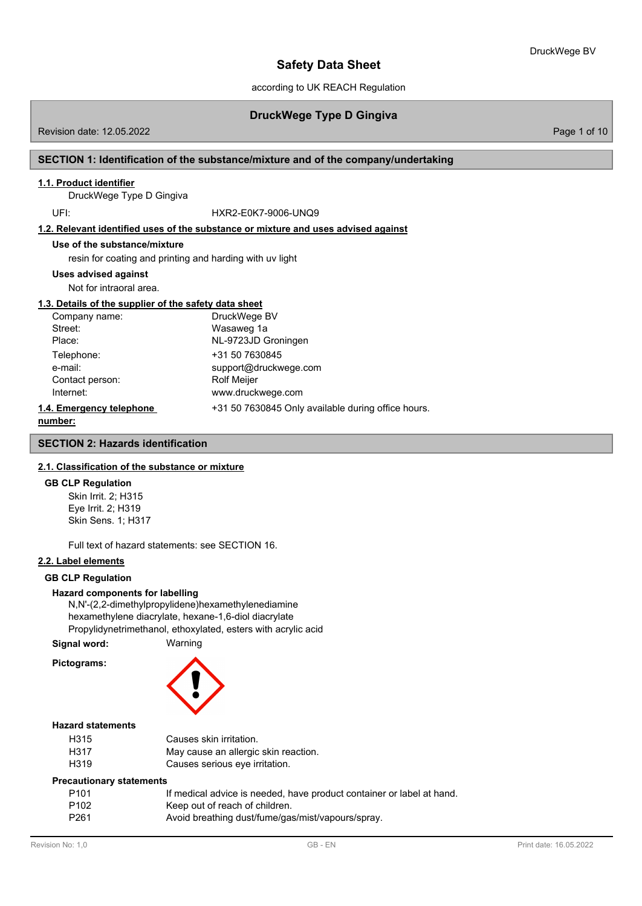# Safety Data Sheet

according to UK REACH Regulation

## DruckWege Type D Gingiva

Revision date: 12.05.2022

## SECTION 1: Identification of the substance/mixture and of the company/undertaking

### 1.1. Product identifier

DruckWege Type D Gingiva

UFI: HXR2-E0K7-9006-UNQ9

### 1.2. Relevant identified uses of the substance or mixture and uses advised against

**Use of the substance/mixture**

resin for coating and printing and harding with uv light

**Uses advised against**

Not for intraoral area.

### 1.3. Details of the supplier of the safety data sheet

| | |
|---|---|
| Company name: | DruckWege BV |
| Street: | Wasaweg 1a |
| Place: | NL-9723JD Groningen |
| Telephone: | +31 50 7630845 |
| e-mail: | support@druckwege.com |
| Contact person: | Rolf Meijer |
| Internet: | www.druckwege.com |

### 1.4. Emergency telephone number:

+31 50 7630845 Only available during office hours.

## SECTION 2: Hazards identification

### 2.1. Classification of the substance or mixture

**GB CLP Regulation**

Skin Irrit. 2; H315
Eye Irrit. 2; H319
Skin Sens. 1; H317

Full text of hazard statements: see SECTION 16.

### 2.2. Label elements

**GB CLP Regulation**

**Hazard components for labelling**

N,N'-(2,2-dimethylpropylidene)hexamethylenediamine
hexamethylene diacrylate, hexane-1,6-diol diacrylate
Propylidynetrimethanol, ethoxylated, esters with acrylic acid

**Signal word:** Warning

**Pictograms:**

**Hazard statements**

| | |
|---|---|
| H315 | Causes skin irritation. |
| H317 | May cause an allergic skin reaction. |
| H319 | Causes serious eye irritation. |

**Precautionary statements**

| | |
|---|---|
| P101 | If medical advice is needed, have product container or label at hand. |
| P102 | Keep out of reach of children. |
| P261 | Avoid breathing dust/fume/gas/mist/vapours/spray. |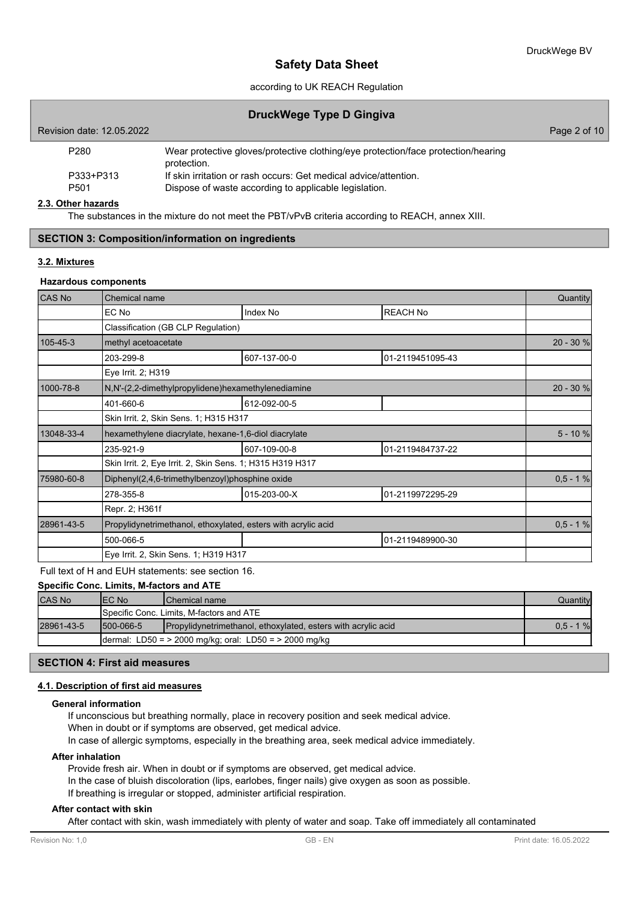| | |
|---|---|
| P280 | Wear protective gloves/protective clothing/eye protection/face protection/hearing protection. |
| P333+P313 | If skin irritation or rash occurs: Get medical advice/attention. |
| P501 | Dispose of waste according to applicable legislation. |

**2.3. Other hazards**

The substances in the mixture do not meet the PBT/vPvB criteria according to REACH, annex XIII.

## SECTION 3: Composition/information on ingredients

**3.2. Mixtures**

**Hazardous components**

| CAS No | Chemical name | | | Quantity |
|---|---|---|---|---|
| | EC No | Index No | REACH No | |
| | Classification (GB CLP Regulation) | | | |
| 105-45-3 | methyl acetoacetate | | | 20 - 30 % |
| | 203-299-8 | 607-137-00-0 | 01-2119451095-43 | |
| | Eye Irrit. 2; H319 | | | |
| 1000-78-8 | N,N'-(2,2-dimethylpropylidene)hexamethylenediamine | | | 20 - 30 % |
| | 401-660-6 | 612-092-00-5 | | |
| | Skin Irrit. 2, Skin Sens. 1; H315 H317 | | | |
| 13048-33-4 | hexamethylene diacrylate, hexane-1,6-diol diacrylate | | | 5 - 10 % |
| | 235-921-9 | 607-109-00-8 | 01-2119484737-22 | |
| | Skin Irrit. 2, Eye Irrit. 2, Skin Sens. 1; H315 H319 H317 | | | |
| 75980-60-8 | Diphenyl(2,4,6-trimethylbenzoyl)phosphine oxide | | | 0,5 - 1 % |
| | 278-355-8 | 015-203-00-X | 01-2119972295-29 | |
| | Repr. 2; H361f | | | |
| 28961-43-5 | Propylidynetrimethanol, ethoxylated, esters with acrylic acid | | | 0,5 - 1 % |
| | 500-066-5 | | 01-2119489900-30 | |
| | Eye Irrit. 2, Skin Sens. 1; H319 H317 | | | |

Full text of H and EUH statements: see section 16.

**Specific Conc. Limits, M-factors and ATE**

| CAS No | EC No | Chemical name | Quantity |
|---|---|---|---|
| | Specific Conc. Limits, M-factors and ATE | | |
| 28961-43-5 | 500-066-5 | Propylidynetrimethanol, ethoxylated, esters with acrylic acid | 0,5 - 1 % |
| | dermal: LD50 = > 2000 mg/kg; oral: LD50 = > 2000 mg/kg | | |

## SECTION 4: First aid measures

**4.1. Description of first aid measures**

**General information**

If unconscious but breathing normally, place in recovery position and seek medical advice.
When in doubt or if symptoms are observed, get medical advice.
In case of allergic symptoms, especially in the breathing area, seek medical advice immediately.

**After inhalation**

Provide fresh air. When in doubt or if symptoms are observed, get medical advice.
In the case of bluish discoloration (lips, earlobes, finger nails) give oxygen as soon as possible.
If breathing is irregular or stopped, administer artificial respiration.

**After contact with skin**

After contact with skin, wash immediately with plenty of water and soap. Take off immediately all contaminated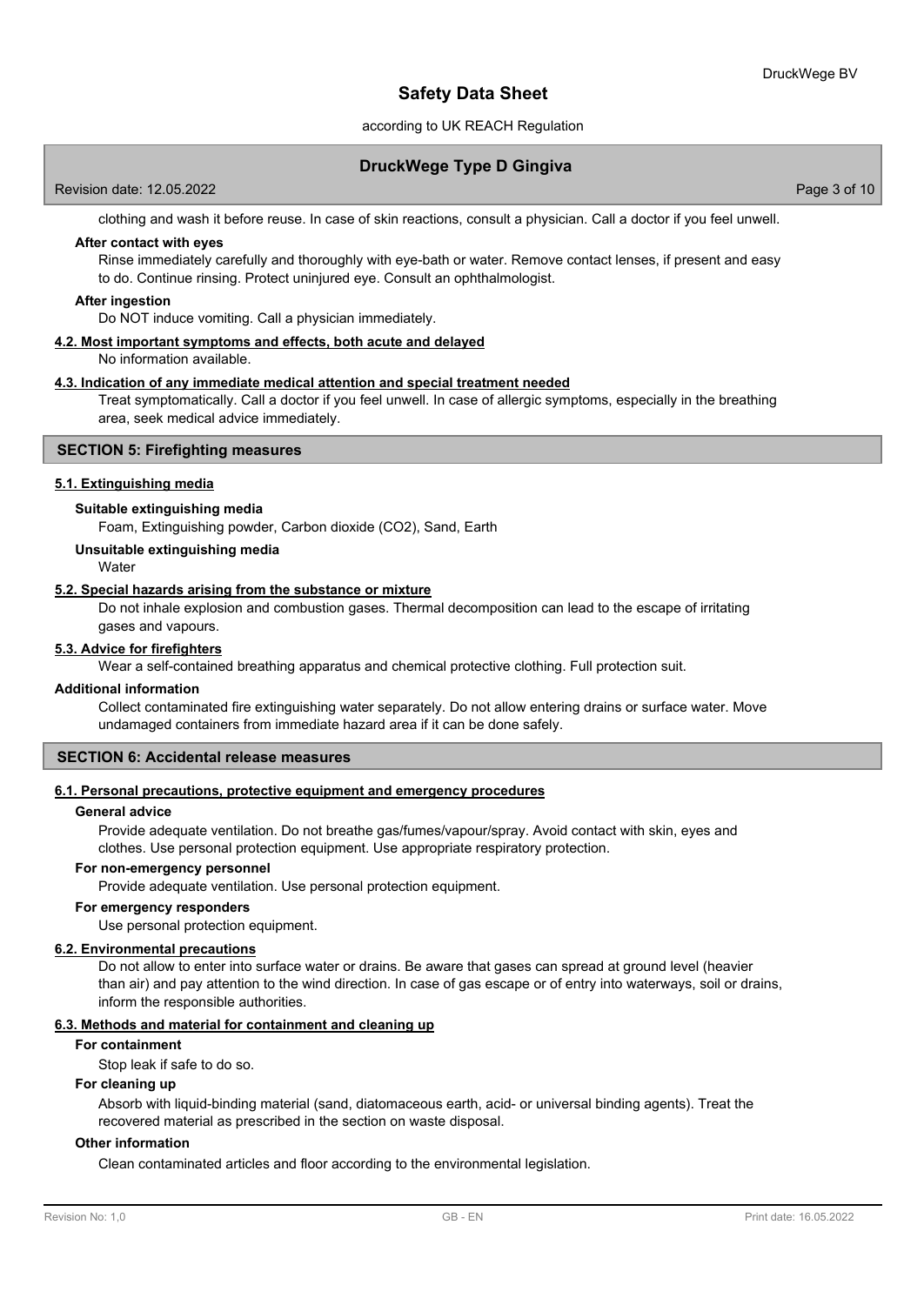clothing and wash it before reuse. In case of skin reactions, consult a physician. Call a doctor if you feel unwell.

**After contact with eyes**

Rinse immediately carefully and thoroughly with eye-bath or water. Remove contact lenses, if present and easy to do. Continue rinsing. Protect uninjured eye. Consult an ophthalmologist.

**After ingestion**

Do NOT induce vomiting. Call a physician immediately.

### 4.2. Most important symptoms and effects, both acute and delayed

No information available.

### 4.3. Indication of any immediate medical attention and special treatment needed

Treat symptomatically. Call a doctor if you feel unwell. In case of allergic symptoms, especially in the breathing area, seek medical advice immediately.

## SECTION 5: Firefighting measures

### 5.1. Extinguishing media

**Suitable extinguishing media**

Foam, Extinguishing powder, Carbon dioxide ($CO_2$), Sand, Earth

**Unsuitable extinguishing media**

Water

### 5.2. Special hazards arising from the substance or mixture

Do not inhale explosion and combustion gases. Thermal decomposition can lead to the escape of irritating gases and vapours.

### 5.3. Advice for firefighters

Wear a self-contained breathing apparatus and chemical protective clothing. Full protection suit.

**Additional information**

Collect contaminated fire extinguishing water separately. Do not allow entering drains or surface water. Move undamaged containers from immediate hazard area if it can be done safely.

## SECTION 6: Accidental release measures

### 6.1. Personal precautions, protective equipment and emergency procedures

**General advice**

Provide adequate ventilation. Do not breathe gas/fumes/vapour/spray. Avoid contact with skin, eyes and clothes. Use personal protection equipment. Use appropriate respiratory protection.

**For non-emergency personnel**

Provide adequate ventilation. Use personal protection equipment.

**For emergency responders**

Use personal protection equipment.

### 6.2. Environmental precautions

Do not allow to enter into surface water or drains. Be aware that gases can spread at ground level (heavier than air) and pay attention to the wind direction. In case of gas escape or of entry into waterways, soil or drains, inform the responsible authorities.

### 6.3. Methods and material for containment and cleaning up

**For containment**

Stop leak if safe to do so.

**For cleaning up**

Absorb with liquid-binding material (sand, diatomaceous earth, acid- or universal binding agents). Treat the recovered material as prescribed in the section on waste disposal.

**Other information**

Clean contaminated articles and floor according to the environmental legislation.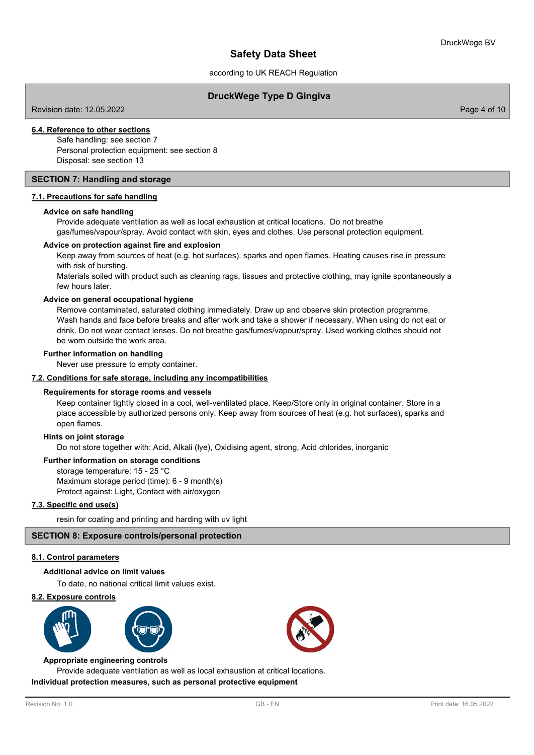#### 6.4. Reference to other sections

Safe handling: see section 7
Personal protection equipment: see section 8
Disposal: see section 13

## SECTION 7: Handling and storage

#### 7.1. Precautions for safe handling

**Advice on safe handling**

Provide adequate ventilation as well as local exhaustion at critical locations. Do not breathe gas/fumes/vapour/spray. Avoid contact with skin, eyes and clothes. Use personal protection equipment.

**Advice on protection against fire and explosion**

Keep away from sources of heat (e.g. hot surfaces), sparks and open flames. Heating causes rise in pressure with risk of bursting.
Materials soiled with product such as cleaning rags, tissues and protective clothing, may ignite spontaneously a few hours later.

**Advice on general occupational hygiene**

Remove contaminated, saturated clothing immediately. Draw up and observe skin protection programme. Wash hands and face before breaks and after work and take a shower if necessary. When using do not eat or drink. Do not wear contact lenses. Do not breathe gas/fumes/vapour/spray. Used working clothes should not be worn outside the work area.

**Further information on handling**

Never use pressure to empty container.

#### 7.2. Conditions for safe storage, including any incompatibilities

**Requirements for storage rooms and vessels**

Keep container tightly closed in a cool, well-ventilated place. Keep/Store only in original container. Store in a place accessible by authorized persons only. Keep away from sources of heat (e.g. hot surfaces), sparks and open flames.

**Hints on joint storage**

Do not store together with: Acid, Alkali (lye), Oxidising agent, strong, Acid chlorides, inorganic

**Further information on storage conditions**

storage temperature: 15 - 25 °C
Maximum storage period (time): 6 - 9 month(s)
Protect against: Light, Contact with air/oxygen

#### 7.3. Specific end use(s)

resin for coating and printing and harding with uv light

## SECTION 8: Exposure controls/personal protection

#### 8.1. Control parameters

**Additional advice on limit values**

To date, no national critical limit values exist.

#### 8.2. Exposure controls

**Appropriate engineering controls**

Provide adequate ventilation as well as local exhaustion at critical locations.

**Individual protection measures, such as personal protective equipment**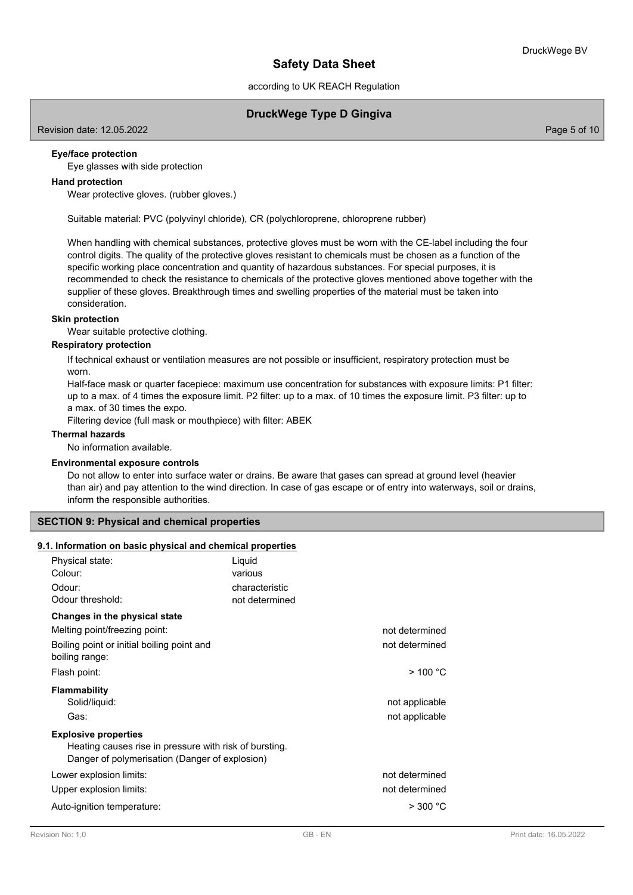**Eye/face protection**

Eye glasses with side protection

**Hand protection**

Wear protective gloves. (rubber gloves.)

Suitable material: PVC (polyvinyl chloride), CR (polychloroprene, chloroprene rubber)

When handling with chemical substances, protective gloves must be worn with the CE-label including the four control digits. The quality of the protective gloves resistant to chemicals must be chosen as a function of the specific working place concentration and quantity of hazardous substances. For special purposes, it is recommended to check the resistance to chemicals of the protective gloves mentioned above together with the supplier of these gloves. Breakthrough times and swelling properties of the material must be taken into consideration.

**Skin protection**

Wear suitable protective clothing.

**Respiratory protection**

If technical exhaust or ventilation measures are not possible or insufficient, respiratory protection must be worn.

Half-face mask or quarter facepiece: maximum use concentration for substances with exposure limits: P1 filter: up to a max. of 4 times the exposure limit. P2 filter: up to a max. of 10 times the exposure limit. P3 filter: up to a max. of 30 times the expo.

Filtering device (full mask or mouthpiece) with filter: ABEK

**Thermal hazards**

No information available.

**Environmental exposure controls**

Do not allow to enter into surface water or drains. Be aware that gases can spread at ground level (heavier than air) and pay attention to the wind direction. In case of gas escape or of entry into waterways, soil or drains, inform the responsible authorities.

## SECTION 9: Physical and chemical properties

### 9.1. Information on basic physical and chemical properties

| | |
|---|---|
| Physical state: | Liquid |
| Colour: | various |
| Odour: | characteristic |
| Odour threshold: | not determined |

**Changes in the physical state**

| | |
|---|---|
| Melting point/freezing point: | not determined |
| Boiling point or initial boiling point and boiling range: | not determined |
| Flash point: | > 100 °C |

**Flammability**

| | |
|---|---|
| Solid/liquid: | not applicable |
| Gas: | not applicable |

**Explosive properties**

Heating causes rise in pressure with risk of bursting.
Danger of polymerisation (Danger of explosion)

| | |
|---|---|
| Lower explosion limits: | not determined |
| Upper explosion limits: | not determined |
| Auto-ignition temperature: | > 300 °C |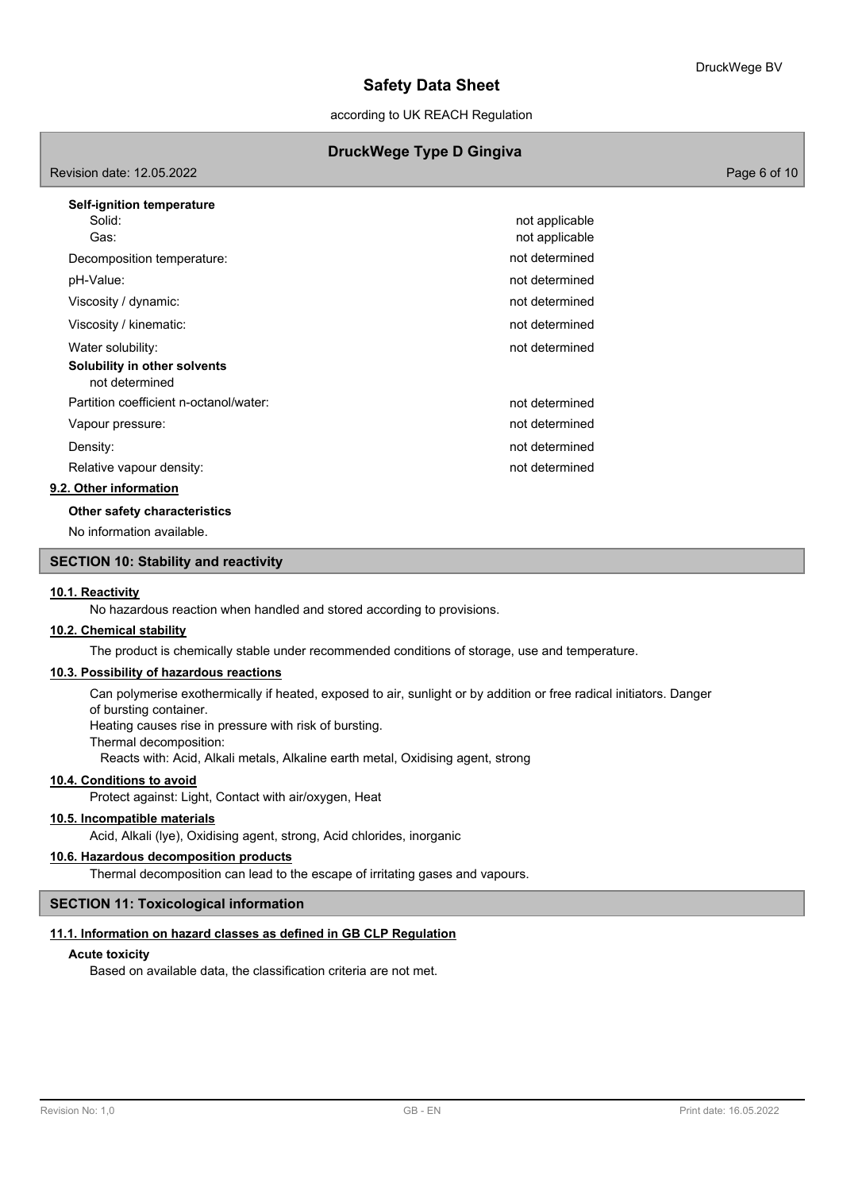**Self-ignition temperature**

| | |
|---|---|
| Solid: | not applicable |
| Gas: | not applicable |
| Decomposition temperature: | not determined |
| pH-Value: | not determined |
| Viscosity / dynamic: | not determined |
| Viscosity / kinematic: | not determined |
| Water solubility: | not determined |

**Solubility in other solvents**

not determined

| | |
|---|---|
| Partition coefficient n-octanol/water: | not determined |
| Vapour pressure: | not determined |
| Density: | not determined |
| Relative vapour density: | not determined |

**9.2. Other information**

**Other safety characteristics**

No information available.

## SECTION 10: Stability and reactivity

**10.1. Reactivity**

No hazardous reaction when handled and stored according to provisions.

**10.2. Chemical stability**

The product is chemically stable under recommended conditions of storage, use and temperature.

**10.3. Possibility of hazardous reactions**

Can polymerise exothermically if heated, exposed to air, sunlight or by addition or free radical initiators. Danger of bursting container.
Heating causes rise in pressure with risk of bursting.
Thermal decomposition:
Reacts with: Acid, Alkali metals, Alkaline earth metal, Oxidising agent, strong

**10.4. Conditions to avoid**

Protect against: Light, Contact with air/oxygen, Heat

**10.5. Incompatible materials**

Acid, Alkali (lye), Oxidising agent, strong, Acid chlorides, inorganic

**10.6. Hazardous decomposition products**

Thermal decomposition can lead to the escape of irritating gases and vapours.

## SECTION 11: Toxicological information

**11.1. Information on hazard classes as defined in GB CLP Regulation**

**Acute toxicity**

Based on available data, the classification criteria are not met.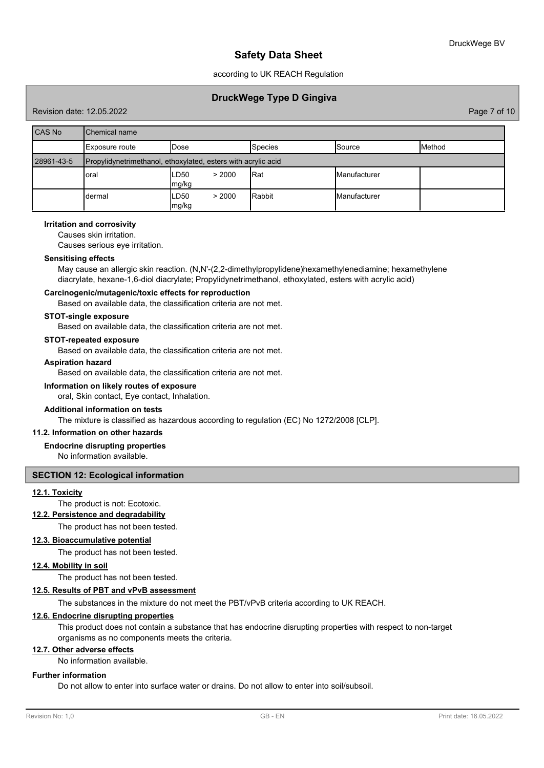| CAS No | Chemical name | | | | |
|---|---|---|---|---|---|
| | Exposure route | Dose | Species | Source | Method |
| 28961-43-5 | Propylidynetrimethanol, ethoxylated, esters with acrylic acid | | | | |
| | oral | LD50 > 2000 mg/kg | Rat | Manufacturer | |
| | dermal | LD50 > 2000 mg/kg | Rabbit | Manufacturer | |

**Irritation and corrosivity**

Causes skin irritation.

Causes serious eye irritation.

**Sensitising effects**

May cause an allergic skin reaction. (N,N'-(2,2-dimethylpropylidene)hexamethylenediamine; hexamethylene diacrylate, hexane-1,6-diol diacrylate; Propylidynetrimethanol, ethoxylated, esters with acrylic acid)

**Carcinogenic/mutagenic/toxic effects for reproduction**

Based on available data, the classification criteria are not met.

**STOT-single exposure**

Based on available data, the classification criteria are not met.

**STOT-repeated exposure**

Based on available data, the classification criteria are not met.

**Aspiration hazard**

Based on available data, the classification criteria are not met.

**Information on likely routes of exposure**

oral, Skin contact, Eye contact, Inhalation.

**Additional information on tests**

The mixture is classified as hazardous according to regulation (EC) No 1272/2008 [CLP].

**11.2. Information on other hazards**

**Endocrine disrupting properties**

No information available.

## SECTION 12: Ecological information

**12.1. Toxicity**

The product is not: Ecotoxic.

**12.2. Persistence and degradability**

The product has not been tested.

**12.3. Bioaccumulative potential**

The product has not been tested.

**12.4. Mobility in soil**

The product has not been tested.

**12.5. Results of PBT and vPvB assessment**

The substances in the mixture do not meet the PBT/vPvB criteria according to UK REACH.

**12.6. Endocrine disrupting properties**

This product does not contain a substance that has endocrine disrupting properties with respect to non-target organisms as no components meets the criteria.

**12.7. Other adverse effects**

No information available.

**Further information**

Do not allow to enter into surface water or drains. Do not allow to enter into soil/subsoil.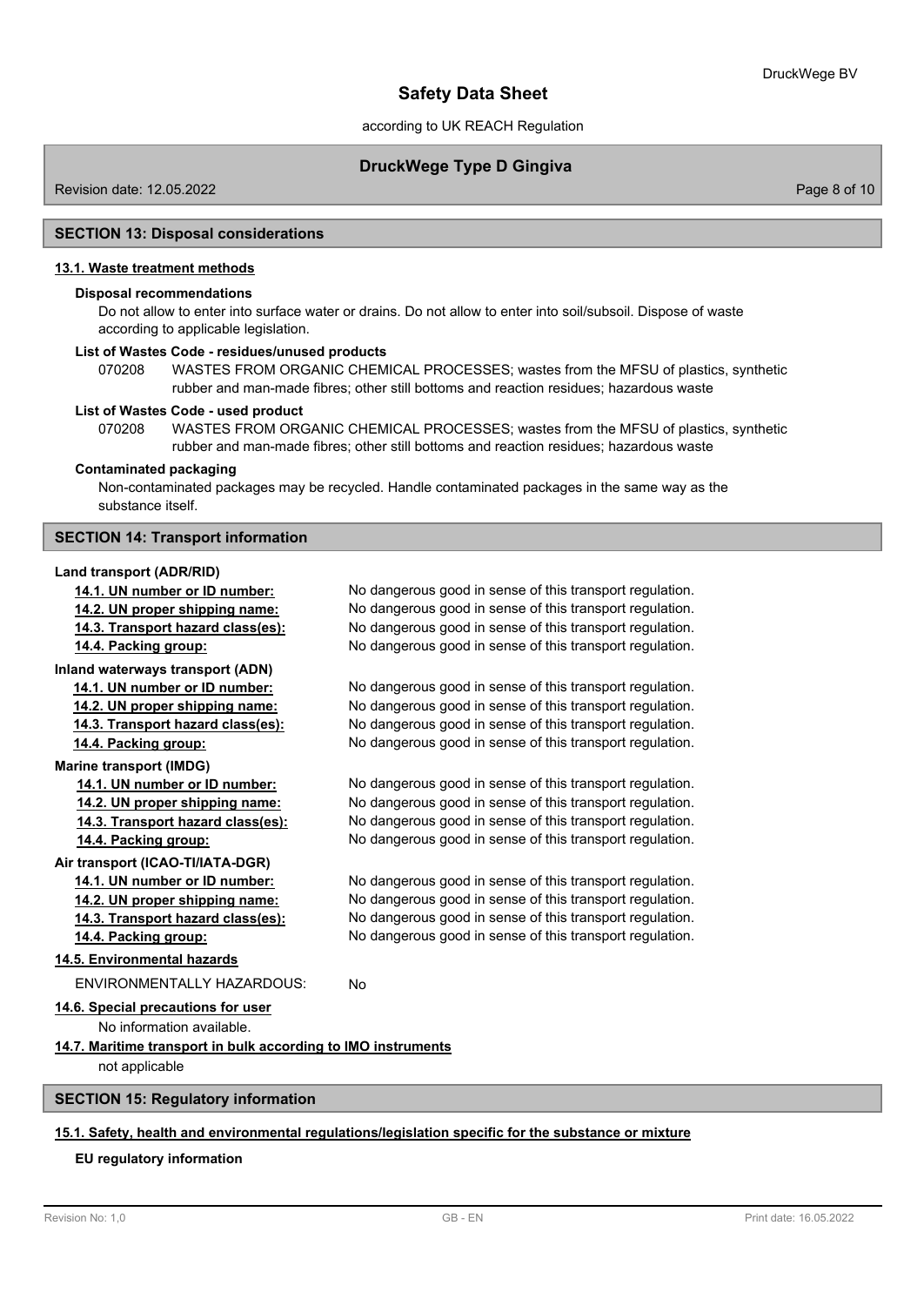## SECTION 13: Disposal considerations

### 13.1. Waste treatment methods

**Disposal recommendations**

Do not allow to enter into surface water or drains. Do not allow to enter into soil/subsoil. Dispose of waste according to applicable legislation.

**List of Wastes Code - residues/unused products**

070208 WASTES FROM ORGANIC CHEMICAL PROCESSES; wastes from the MFSU of plastics, synthetic rubber and man-made fibres; other still bottoms and reaction residues; hazardous waste

**List of Wastes Code - used product**

070208 WASTES FROM ORGANIC CHEMICAL PROCESSES; wastes from the MFSU of plastics, synthetic rubber and man-made fibres; other still bottoms and reaction residues; hazardous waste

**Contaminated packaging**

Non-contaminated packages may be recycled. Handle contaminated packages in the same way as the substance itself.

## SECTION 14: Transport information

**Land transport (ADR/RID)**

| | |
|---|---|
| **14.1. UN number or ID number:** | No dangerous good in sense of this transport regulation. |
| **14.2. UN proper shipping name:** | No dangerous good in sense of this transport regulation. |
| **14.3. Transport hazard class(es):** | No dangerous good in sense of this transport regulation. |
| **14.4. Packing group:** | No dangerous good in sense of this transport regulation. |

**Inland waterways transport (ADN)**

| | |
|---|---|
| **14.1. UN number or ID number:** | No dangerous good in sense of this transport regulation. |
| **14.2. UN proper shipping name:** | No dangerous good in sense of this transport regulation. |
| **14.3. Transport hazard class(es):** | No dangerous good in sense of this transport regulation. |
| **14.4. Packing group:** | No dangerous good in sense of this transport regulation. |

**Marine transport (IMDG)**

| | |
|---|---|
| **14.1. UN number or ID number:** | No dangerous good in sense of this transport regulation. |
| **14.2. UN proper shipping name:** | No dangerous good in sense of this transport regulation. |
| **14.3. Transport hazard class(es):** | No dangerous good in sense of this transport regulation. |
| **14.4. Packing group:** | No dangerous good in sense of this transport regulation. |

**Air transport (ICAO-TI/IATA-DGR)**

| | |
|---|---|
| **14.1. UN number or ID number:** | No dangerous good in sense of this transport regulation. |
| **14.2. UN proper shipping name:** | No dangerous good in sense of this transport regulation. |
| **14.3. Transport hazard class(es):** | No dangerous good in sense of this transport regulation. |
| **14.4. Packing group:** | No dangerous good in sense of this transport regulation. |

### 14.5. Environmental hazards

ENVIRONMENTALLY HAZARDOUS: No

### 14.6. Special precautions for user

No information available.

### 14.7. Maritime transport in bulk according to IMO instruments

not applicable

## SECTION 15: Regulatory information

### 15.1. Safety, health and environmental regulations/legislation specific for the substance or mixture

**EU regulatory information**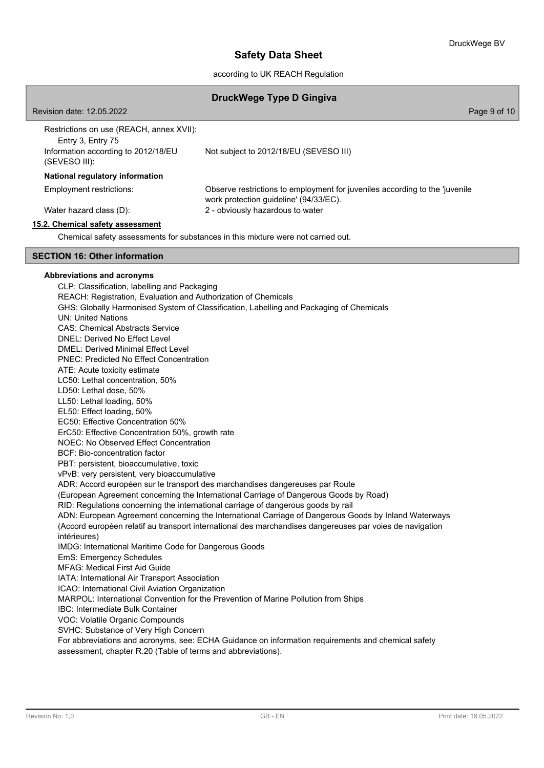Restrictions on use (REACH, annex XVII):
Entry 3, Entry 75

| | |
|---|---|
| Information according to 2012/18/EU (SEVESO III): | Not subject to 2012/18/EU (SEVESO III) |

**National regulatory information**

| | |
|---|---|
| Employment restrictions: | Observe restrictions to employment for juveniles according to the 'juvenile work protection guideline' (94/33/EC). |
| Water hazard class (D): | 2 - obviously hazardous to water |

### 15.2. Chemical safety assessment

Chemical safety assessments for substances in this mixture were not carried out.

## SECTION 16: Other information

**Abbreviations and acronyms**

CLP: Classification, labelling and Packaging
REACH: Registration, Evaluation and Authorization of Chemicals
GHS: Globally Harmonised System of Classification, Labelling and Packaging of Chemicals
UN: United Nations
CAS: Chemical Abstracts Service
DNEL: Derived No Effect Level
DMEL: Derived Minimal Effect Level
PNEC: Predicted No Effect Concentration
ATE: Acute toxicity estimate
LC50: Lethal concentration, 50%
LD50: Lethal dose, 50%
LL50: Lethal loading, 50%
EL50: Effect loading, 50%
EC50: Effective Concentration 50%
ErC50: Effective Concentration 50%, growth rate
NOEC: No Observed Effect Concentration
BCF: Bio-concentration factor
PBT: persistent, bioaccumulative, toxic
vPvB: very persistent, very bioaccumulative
ADR: Accord européen sur le transport des marchandises dangereuses par Route
(European Agreement concerning the International Carriage of Dangerous Goods by Road)
RID: Regulations concerning the international carriage of dangerous goods by rail
ADN: European Agreement concerning the International Carriage of Dangerous Goods by Inland Waterways
(Accord européen relatif au transport international des marchandises dangereuses par voies de navigation intérieures)
IMDG: International Maritime Code for Dangerous Goods
EmS: Emergency Schedules
MFAG: Medical First Aid Guide
IATA: International Air Transport Association
ICAO: International Civil Aviation Organization
MARPOL: International Convention for the Prevention of Marine Pollution from Ships
IBC: Intermediate Bulk Container
VOC: Volatile Organic Compounds
SVHC: Substance of Very High Concern
For abbreviations and acronyms, see: ECHA Guidance on information requirements and chemical safety assessment, chapter R.20 (Table of terms and abbreviations).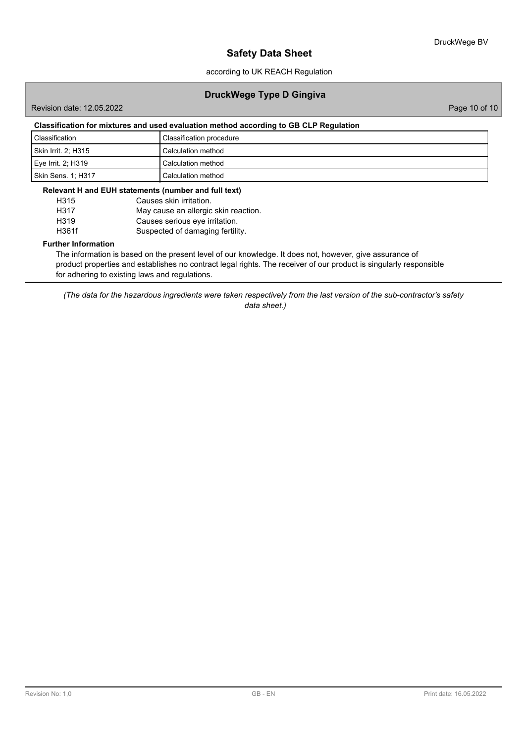**Classification for mixtures and used evaluation method according to GB CLP Regulation**

| Classification | Classification procedure |
|---|---|
| Skin Irrit. 2; H315 | Calculation method |
| Eye Irrit. 2; H319 | Calculation method |
| Skin Sens. 1; H317 | Calculation method |

**Relevant H and EUH statements (number and full text)**

| | |
|---|---|
| H315 | Causes skin irritation. |
| H317 | May cause an allergic skin reaction. |
| H319 | Causes serious eye irritation. |
| H361f | Suspected of damaging fertility. |

**Further Information**

The information is based on the present level of our knowledge. It does not, however, give assurance of product properties and establishes no contract legal rights. The receiver of our product is singularly responsible for adhering to existing laws and regulations.

*(The data for the hazardous ingredients were taken respectively from the last version of the sub-contractor's safety data sheet.)*